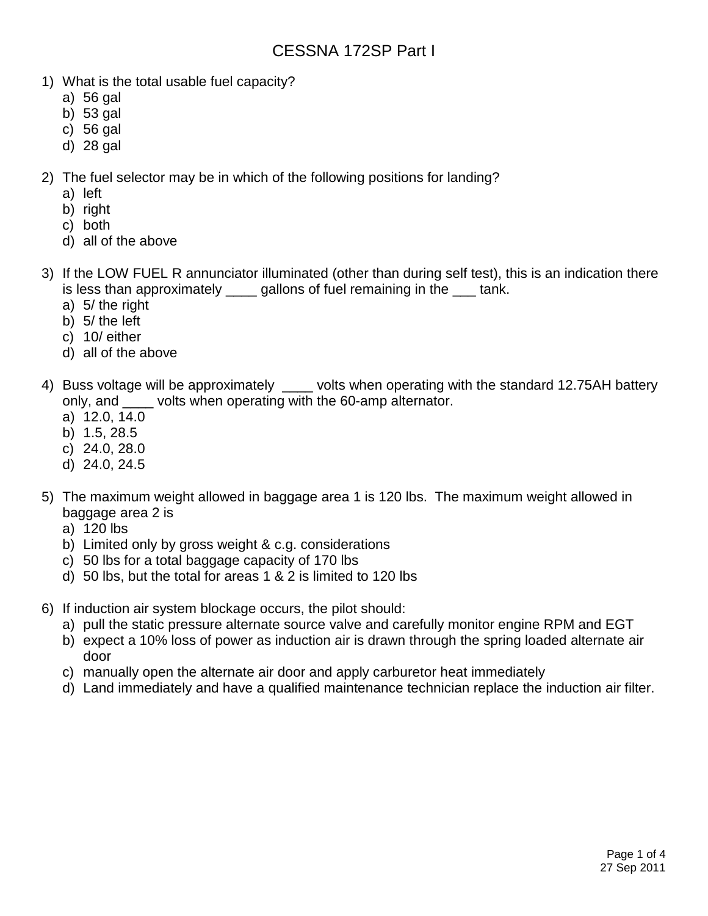# CESSNA 172SP Part I

1) What is the total usable fuel capacity?
   a) 56 gal
   b) 53 gal
   c) 56 gal
   d) 28 gal

2) The fuel selector may be in which of the following positions for landing?
   a) left
   b) right
   c) both
   d) all of the above

3) If the LOW FUEL R annunciator illuminated (other than during self test), this is an indication there is less than approximately ____ gallons of fuel remaining in the ___ tank.
   a) 5/ the right
   b) 5/ the left
   c) 10/ either
   d) all of the above

4) Buss voltage will be approximately ____ volts when operating with the standard 12.75AH battery only, and ____ volts when operating with the 60-amp alternator.
   a) 12.0, 14.0
   b) 1.5, 28.5
   c) 24.0, 28.0
   d) 24.0, 24.5

5) The maximum weight allowed in baggage area 1 is 120 lbs. The maximum weight allowed in baggage area 2 is
   a) 120 lbs
   b) Limited only by gross weight & c.g. considerations
   c) 50 lbs for a total baggage capacity of 170 lbs
   d) 50 lbs, but the total for areas 1 & 2 is limited to 120 lbs

6) If induction air system blockage occurs, the pilot should:
   a) pull the static pressure alternate source valve and carefully monitor engine RPM and EGT
   b) expect a 10% loss of power as induction air is drawn through the spring loaded alternate air door
   c) manually open the alternate air door and apply carburetor heat immediately
   d) Land immediately and have a qualified maintenance technician replace the induction air filter.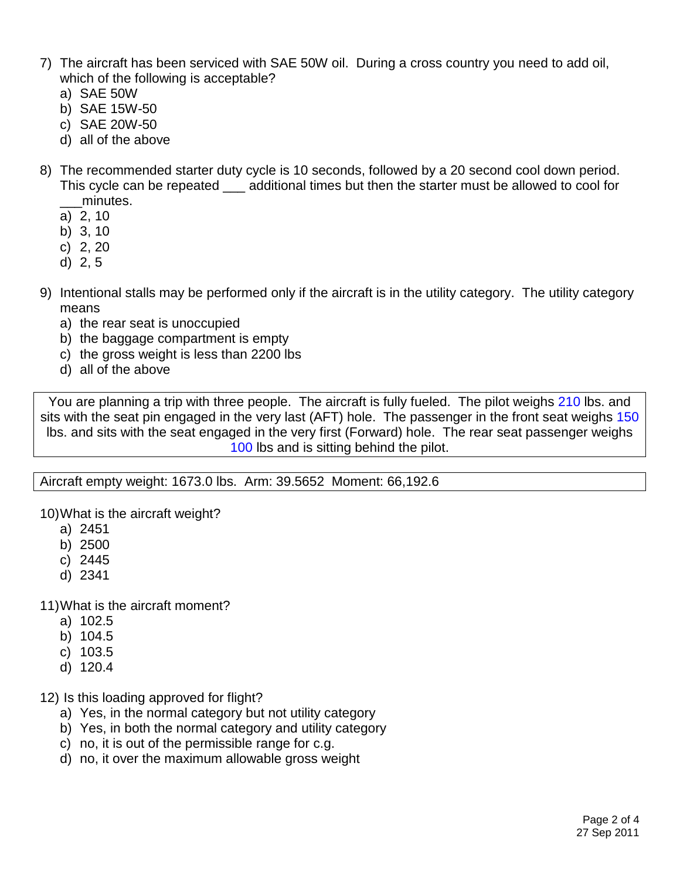7) The aircraft has been serviced with SAE 50W oil. During a cross country you need to add oil, which of the following is acceptable?
   a) SAE 50W
   b) SAE 15W-50
   c) SAE 20W-50
   d) all of the above

8) The recommended starter duty cycle is 10 seconds, followed by a 20 second cool down period. This cycle can be repeated ___ additional times but then the starter must be allowed to cool for ___minutes.
   a) 2, 10
   b) 3, 10
   c) 2, 20
   d) 2, 5

9) Intentional stalls may be performed only if the aircraft is in the utility category. The utility category means
   a) the rear seat is unoccupied
   b) the baggage compartment is empty
   c) the gross weight is less than 2200 lbs
   d) all of the above

> You are planning a trip with three people. The aircraft is fully fueled. The pilot weighs 210 lbs. and sits with the seat pin engaged in the very last (AFT) hole. The passenger in the front seat weighs 150 lbs. and sits with the seat engaged in the very first (Forward) hole. The rear seat passenger weighs 100 lbs and is sitting behind the pilot.

> Aircraft empty weight: 1673.0 lbs. Arm: 39.5652 Moment: 66,192.6

10) What is the aircraft weight?
   a) 2451
   b) 2500
   c) 2445
   d) 2341

11) What is the aircraft moment?
   a) 102.5
   b) 104.5
   c) 103.5
   d) 120.4

12) Is this loading approved for flight?
   a) Yes, in the normal category but not utility category
   b) Yes, in both the normal category and utility category
   c) no, it is out of the permissible range for c.g.
   d) no, it over the maximum allowable gross weight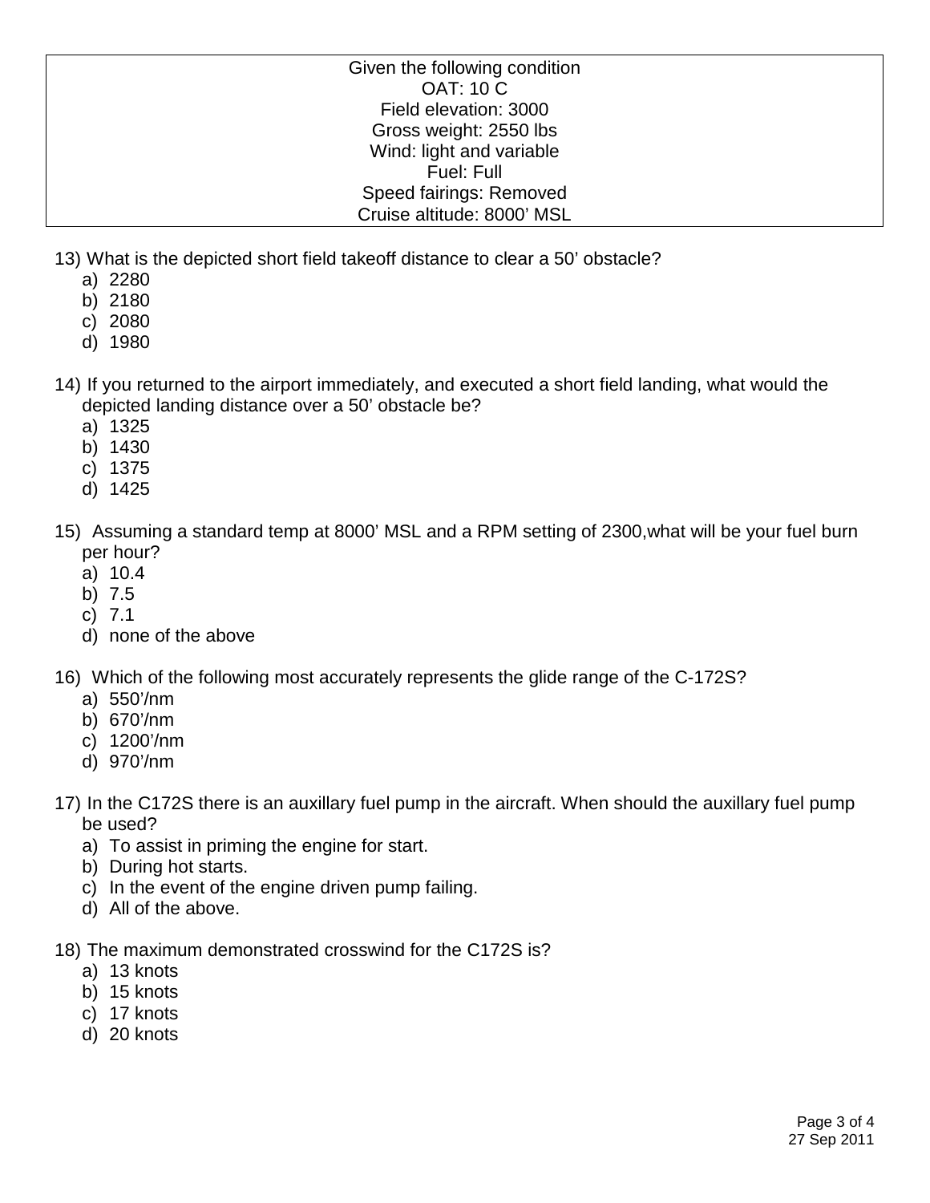Given the following condition
OAT: 10 C
Field elevation: 3000
Gross weight: 2550 lbs
Wind: light and variable
Fuel: Full
Speed fairings: Removed
Cruise altitude: 8000' MSL

13) What is the depicted short field takeoff distance to clear a 50' obstacle?
   a) 2280
   b) 2180
   c) 2080
   d) 1980

14) If you returned to the airport immediately, and executed a short field landing, what would the depicted landing distance over a 50' obstacle be?
   a) 1325
   b) 1430
   c) 1375
   d) 1425

15) Assuming a standard temp at 8000' MSL and a RPM setting of 2300,what will be your fuel burn per hour?
   a) 10.4
   b) 7.5
   c) 7.1
   d) none of the above

16) Which of the following most accurately represents the glide range of the C-172S?
   a) 550'/nm
   b) 670'/nm
   c) 1200'/nm
   d) 970'/nm

17) In the C172S there is an auxillary fuel pump in the aircraft. When should the auxillary fuel pump be used?
   a) To assist in priming the engine for start.
   b) During hot starts.
   c) In the event of the engine driven pump failing.
   d) All of the above.

18) The maximum demonstrated crosswind for the C172S is?
   a) 13 knots
   b) 15 knots
   c) 17 knots
   d) 20 knots

27 Sep 2011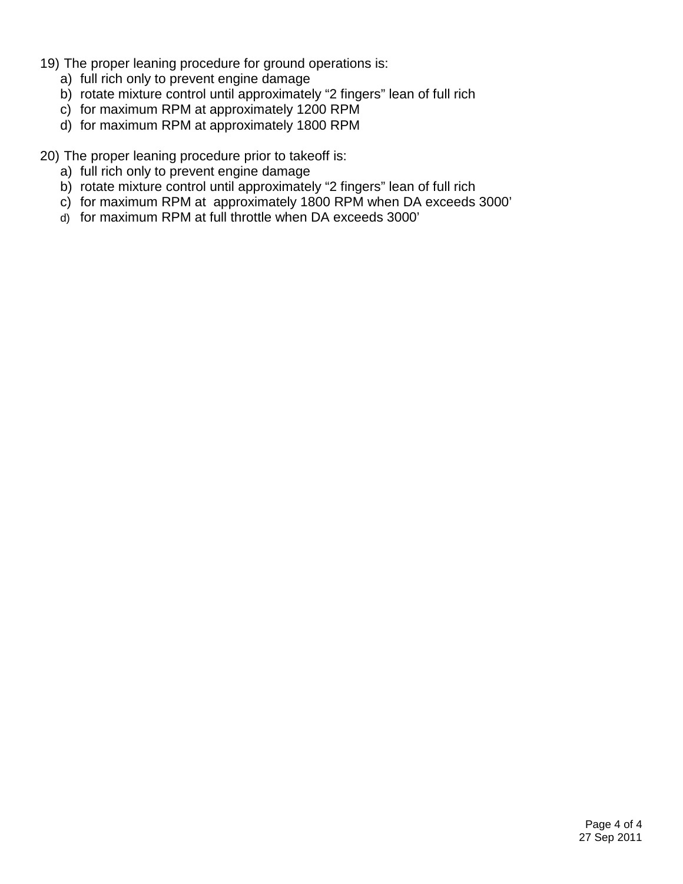19) The proper leaning procedure for ground operations is:

   a) full rich only to prevent engine damage
   b) rotate mixture control until approximately “2 fingers” lean of full rich
   c) for maximum RPM at approximately 1200 RPM
   d) for maximum RPM at approximately 1800 RPM

20) The proper leaning procedure prior to takeoff is:

   a) full rich only to prevent engine damage
   b) rotate mixture control until approximately “2 fingers” lean of full rich
   c) for maximum RPM at approximately 1800 RPM when DA exceeds 3000’
   d) for maximum RPM at full throttle when DA exceeds 3000’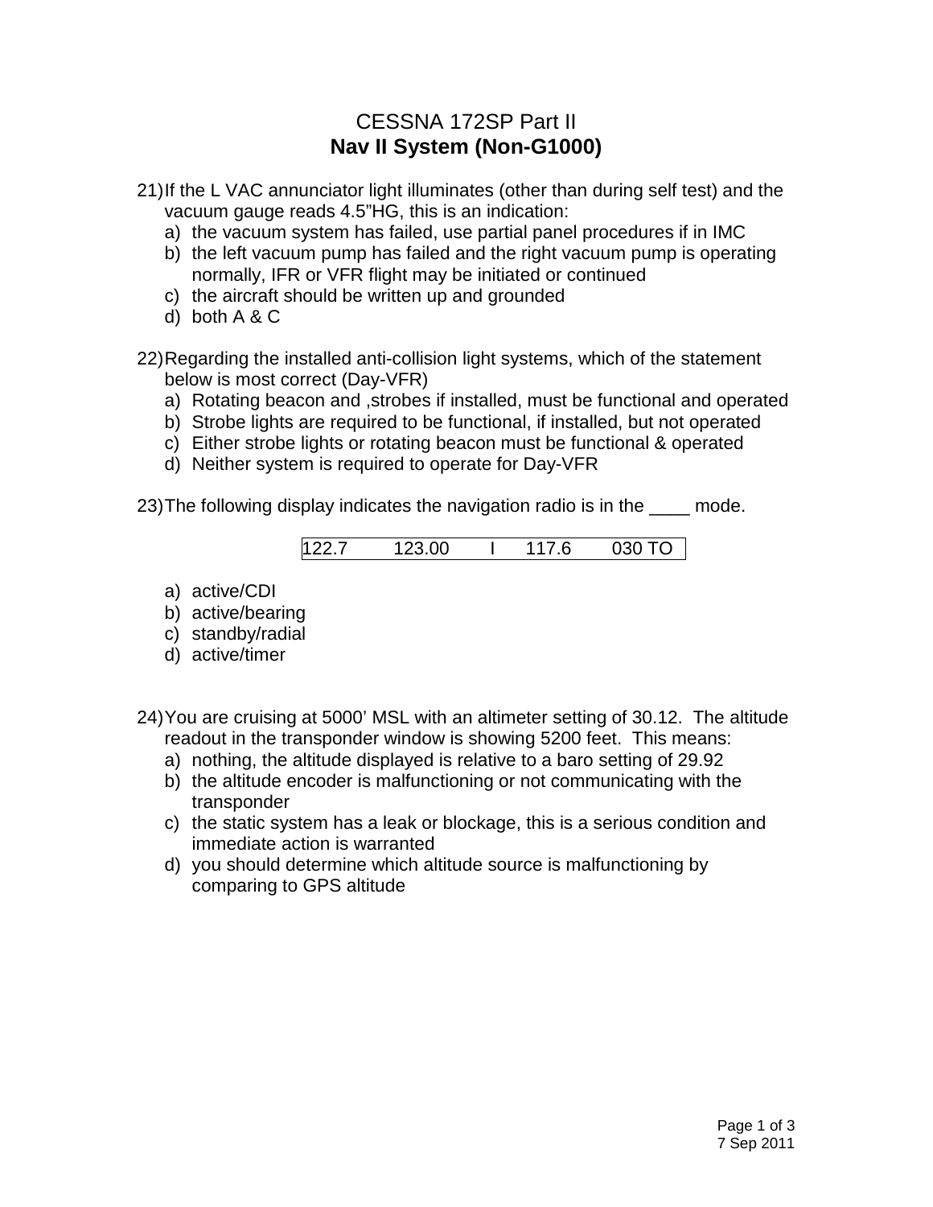# CESSNA 172SP Part II
## **Nav II System (Non-G1000)**

21) If the L VAC annunciator light illuminates (other than during self test) and the vacuum gauge reads 4.5"HG, this is an indication:
   a) the vacuum system has failed, use partial panel procedures if in IMC
   b) the left vacuum pump has failed and the right vacuum pump is operating normally, IFR or VFR flight may be initiated or continued
   c) the aircraft should be written up and grounded
   d) both A & C

22) Regarding the installed anti-collision light systems, which of the statement below is most correct (Day-VFR)
   a) Rotating beacon and ,strobes if installed, must be functional and operated
   b) Strobe lights are required to be functional, if installed, but not operated
   c) Either strobe lights or rotating beacon must be functional & operated
   d) Neither system is required to operate for Day-VFR

23) The following display indicates the navigation radio is in the ____ mode.

| 122.7 | 123.00 | I | 117.6 | 030 TO |
|---|---|---|---|---|

   a) active/CDI
   b) active/bearing
   c) standby/radial
   d) active/timer

24) You are cruising at 5000' MSL with an altimeter setting of 30.12. The altitude readout in the transponder window is showing 5200 feet. This means:
   a) nothing, the altitude displayed is relative to a baro setting of 29.92
   b) the altitude encoder is malfunctioning or not communicating with the transponder
   c) the static system has a leak or blockage, this is a serious condition and immediate action is warranted
   d) you should determine which altitude source is malfunctioning by comparing to GPS altitude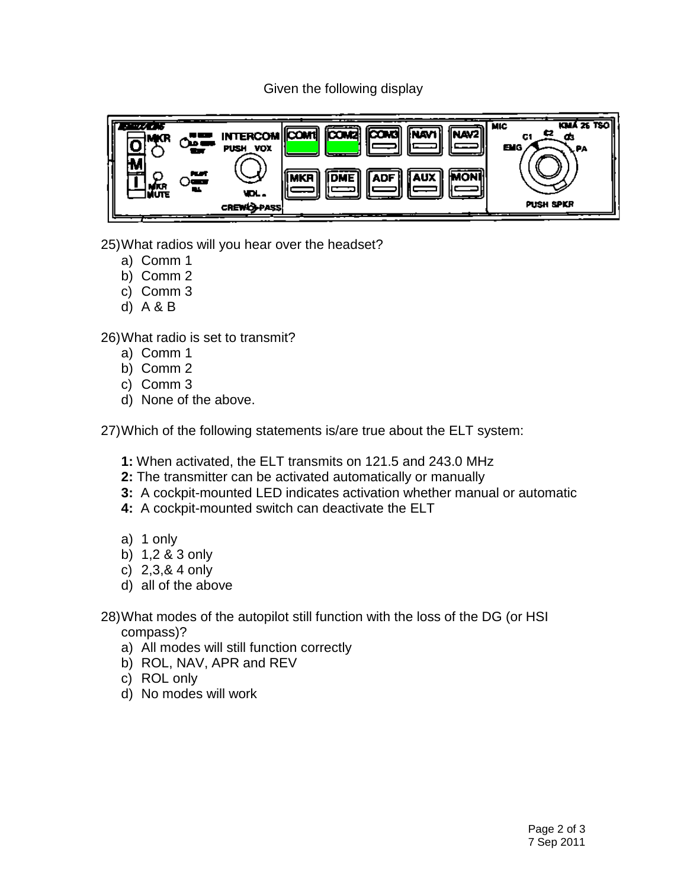Given the following display

25) What radios will you hear over the headset?

a) Comm 1
b) Comm 2
c) Comm 3
d) A & B

26) What radio is set to transmit?

a) Comm 1
b) Comm 2
c) Comm 3
d) None of the above.

27) Which of the following statements is/are true about the ELT system:

**1:** When activated, the ELT transmits on 121.5 and 243.0 MHz
**2:** The transmitter can be activated automatically or manually
**3:** A cockpit-mounted LED indicates activation whether manual or automatic
**4:** A cockpit-mounted switch can deactivate the ELT

a) 1 only
b) 1,2 & 3 only
c) 2,3,& 4 only
d) all of the above

28) What modes of the autopilot still function with the loss of the DG (or HSI compass)?

a) All modes will still function correctly
b) ROL, NAV, APR and REV
c) ROL only
d) No modes will work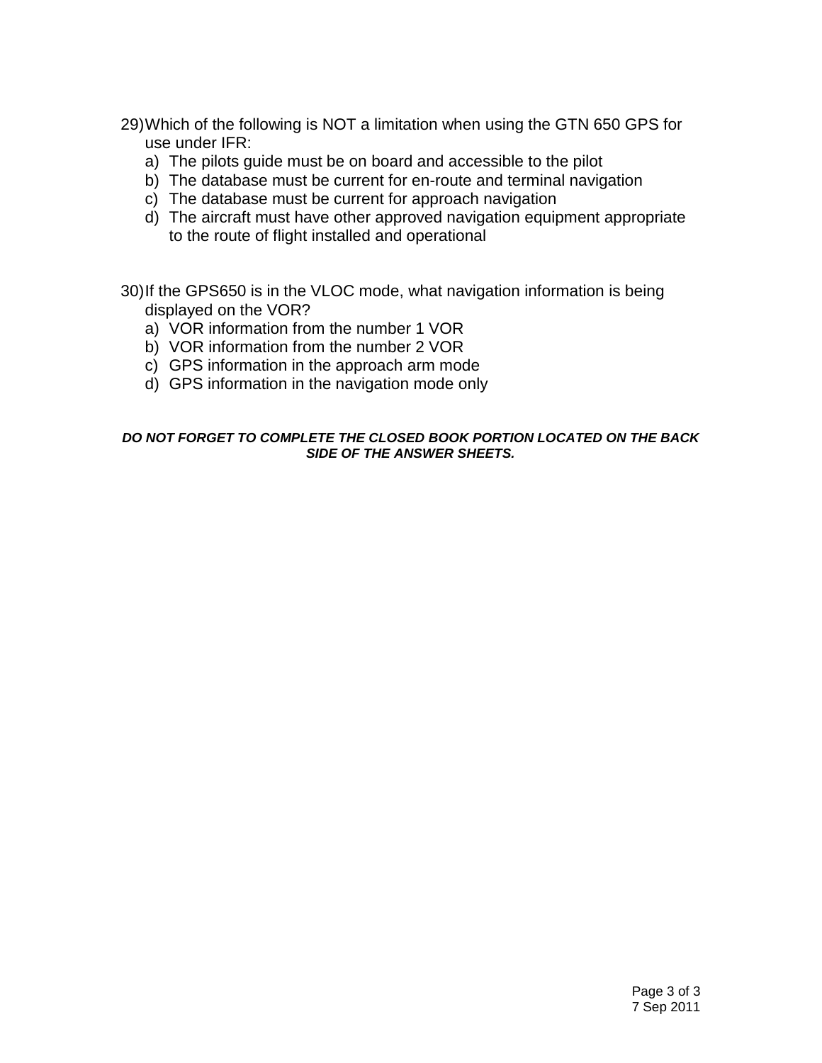29) Which of the following is NOT a limitation when using the GTN 650 GPS for use under IFR:
   a) The pilots guide must be on board and accessible to the pilot
   b) The database must be current for en-route and terminal navigation
   c) The database must be current for approach navigation
   d) The aircraft must have other approved navigation equipment appropriate to the route of flight installed and operational

30) If the GPS650 is in the VLOC mode, what navigation information is being displayed on the VOR?
   a) VOR information from the number 1 VOR
   b) VOR information from the number 2 VOR
   c) GPS information in the approach arm mode
   d) GPS information in the navigation mode only

***DO NOT FORGET TO COMPLETE THE CLOSED BOOK PORTION LOCATED ON THE BACK SIDE OF THE ANSWER SHEETS.***

7 Sep 2011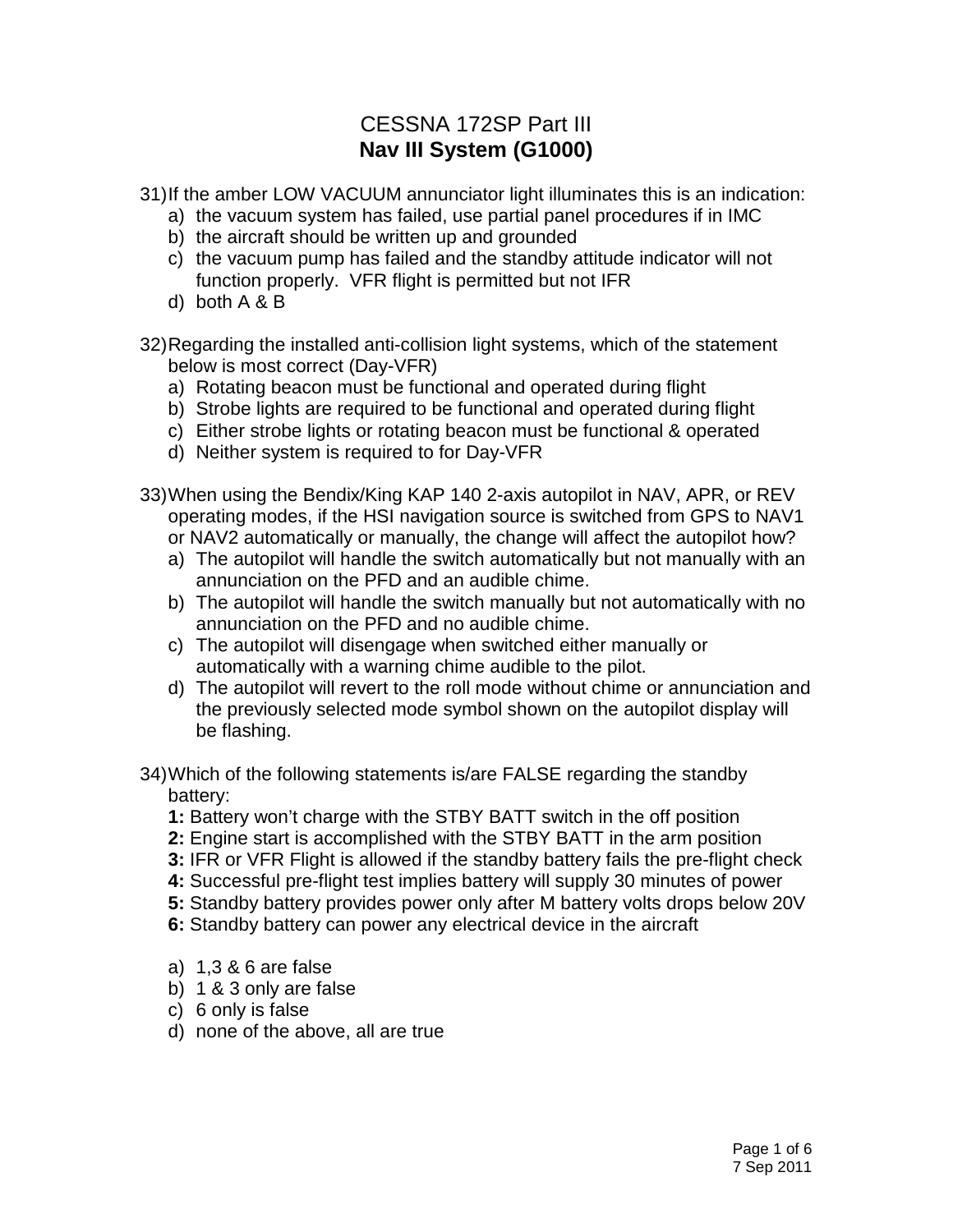# CESSNA 172SP Part III
## **Nav III System (G1000)**

31) If the amber LOW VACUUM annunciator light illuminates this is an indication:
   a) the vacuum system has failed, use partial panel procedures if in IMC
   b) the aircraft should be written up and grounded
   c) the vacuum pump has failed and the standby attitude indicator will not function properly. VFR flight is permitted but not IFR
   d) both A & B

32) Regarding the installed anti-collision light systems, which of the statement below is most correct (Day-VFR)
   a) Rotating beacon must be functional and operated during flight
   b) Strobe lights are required to be functional and operated during flight
   c) Either strobe lights or rotating beacon must be functional & operated
   d) Neither system is required to for Day-VFR

33) When using the Bendix/King KAP 140 2-axis autopilot in NAV, APR, or REV operating modes, if the HSI navigation source is switched from GPS to NAV1 or NAV2 automatically or manually, the change will affect the autopilot how?
   a) The autopilot will handle the switch automatically but not manually with an annunciation on the PFD and an audible chime.
   b) The autopilot will handle the switch manually but not automatically with no annunciation on the PFD and no audible chime.
   c) The autopilot will disengage when switched either manually or automatically with a warning chime audible to the pilot.
   d) The autopilot will revert to the roll mode without chime or annunciation and the previously selected mode symbol shown on the autopilot display will be flashing.

34) Which of the following statements is/are FALSE regarding the standby battery:
   **1:** Battery won't charge with the STBY BATT switch in the off position
   **2:** Engine start is accomplished with the STBY BATT in the arm position
   **3:** IFR or VFR Flight is allowed if the standby battery fails the pre-flight check
   **4:** Successful pre-flight test implies battery will supply 30 minutes of power
   **5:** Standby battery provides power only after M battery volts drops below 20V
   **6:** Standby battery can power any electrical device in the aircraft

   a) 1,3 & 6 are false
   b) 1 & 3 only are false
   c) 6 only is false
   d) none of the above, all are true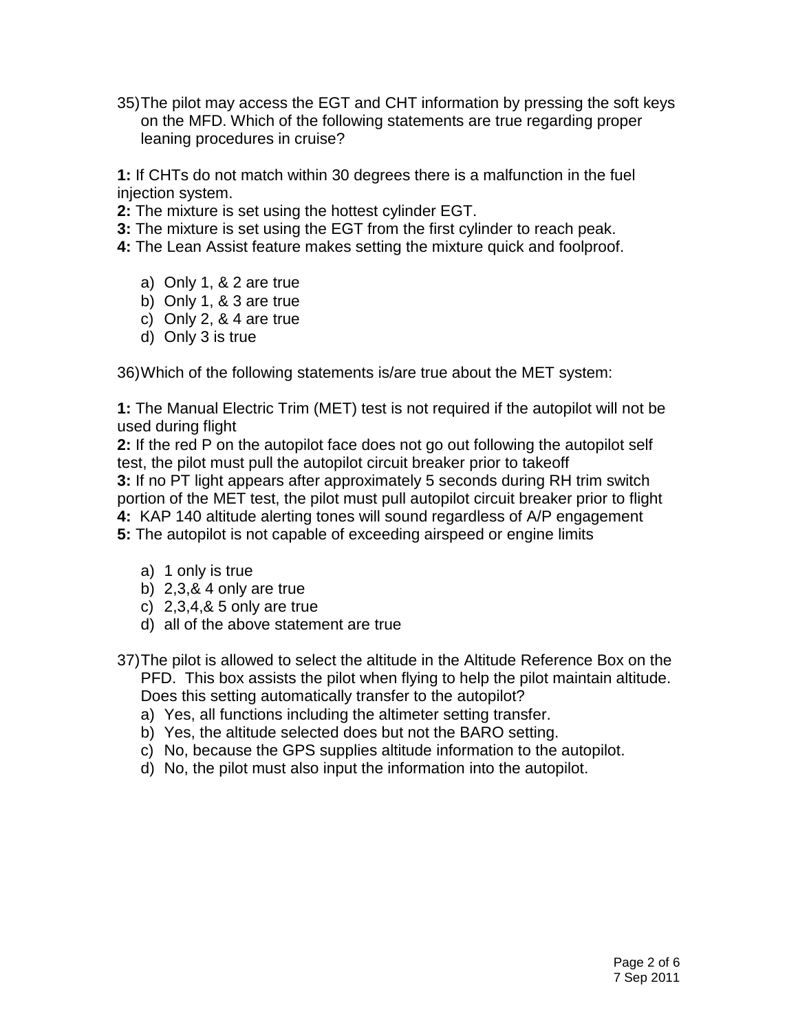35) The pilot may access the EGT and CHT information by pressing the soft keys on the MFD. Which of the following statements are true regarding proper leaning procedures in cruise?

**1:** If CHTs do not match within 30 degrees there is a malfunction in the fuel injection system.
**2:** The mixture is set using the hottest cylinder EGT.
**3:** The mixture is set using the EGT from the first cylinder to reach peak.
**4:** The Lean Assist feature makes setting the mixture quick and foolproof.

a) Only 1, & 2 are true
b) Only 1, & 3 are true
c) Only 2, & 4 are true
d) Only 3 is true

36) Which of the following statements is/are true about the MET system:

**1:** The Manual Electric Trim (MET) test is not required if the autopilot will not be used during flight
**2:** If the red P on the autopilot face does not go out following the autopilot self test, the pilot must pull the autopilot circuit breaker prior to takeoff
**3:** If no PT light appears after approximately 5 seconds during RH trim switch portion of the MET test, the pilot must pull autopilot circuit breaker prior to flight
**4:** KAP 140 altitude alerting tones will sound regardless of A/P engagement
**5:** The autopilot is not capable of exceeding airspeed or engine limits

a) 1 only is true
b) 2,3,& 4 only are true
c) 2,3,4,& 5 only are true
d) all of the above statement are true

37) The pilot is allowed to select the altitude in the Altitude Reference Box on the PFD. This box assists the pilot when flying to help the pilot maintain altitude. Does this setting automatically transfer to the autopilot?

a) Yes, all functions including the altimeter setting transfer.
b) Yes, the altitude selected does but not the BARO setting.
c) No, because the GPS supplies altitude information to the autopilot.
d) No, the pilot must also input the information into the autopilot.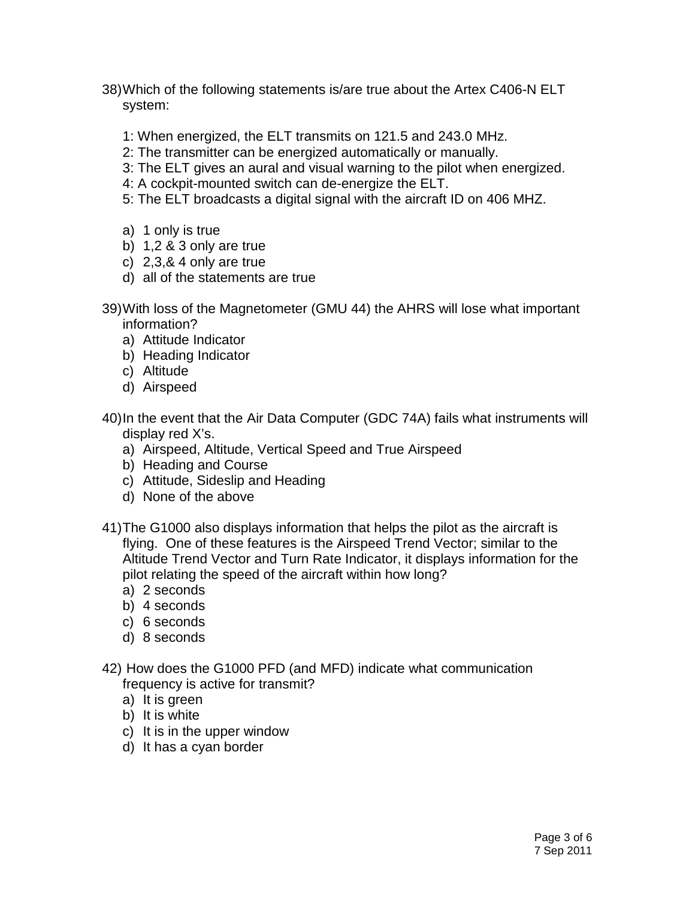38) Which of the following statements is/are true about the Artex C406-N ELT system:

   1: When energized, the ELT transmits on 121.5 and 243.0 MHz.
   2: The transmitter can be energized automatically or manually.
   3: The ELT gives an aural and visual warning to the pilot when energized.
   4: A cockpit-mounted switch can de-energize the ELT.
   5: The ELT broadcasts a digital signal with the aircraft ID on 406 MHZ.

   a) 1 only is true
   b) 1,2 & 3 only are true
   c) 2,3,& 4 only are true
   d) all of the statements are true

39) With loss of the Magnetometer (GMU 44) the AHRS will lose what important information?
   a) Attitude Indicator
   b) Heading Indicator
   c) Altitude
   d) Airspeed

40) In the event that the Air Data Computer (GDC 74A) fails what instruments will display red X's.
   a) Airspeed, Altitude, Vertical Speed and True Airspeed
   b) Heading and Course
   c) Attitude, Sideslip and Heading
   d) None of the above

41) The G1000 also displays information that helps the pilot as the aircraft is flying. One of these features is the Airspeed Trend Vector; similar to the Altitude Trend Vector and Turn Rate Indicator, it displays information for the pilot relating the speed of the aircraft within how long?
   a) 2 seconds
   b) 4 seconds
   c) 6 seconds
   d) 8 seconds

42) How does the G1000 PFD (and MFD) indicate what communication frequency is active for transmit?
   a) It is green
   b) It is white
   c) It is in the upper window
   d) It has a cyan border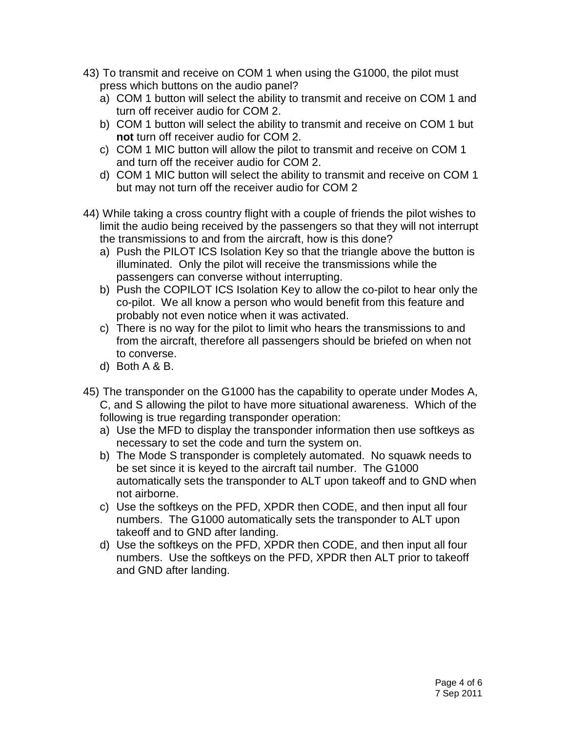43) To transmit and receive on COM 1 when using the G1000, the pilot must press which buttons on the audio panel?

a) COM 1 button will select the ability to transmit and receive on COM 1 and turn off receiver audio for COM 2.
b) COM 1 button will select the ability to transmit and receive on COM 1 but **not** turn off receiver audio for COM 2.
c) COM 1 MIC button will allow the pilot to transmit and receive on COM 1 and turn off the receiver audio for COM 2.
d) COM 1 MIC button will select the ability to transmit and receive on COM 1 but may not turn off the receiver audio for COM 2

44) While taking a cross country flight with a couple of friends the pilot wishes to limit the audio being received by the passengers so that they will not interrupt the transmissions to and from the aircraft, how is this done?

a) Push the PILOT ICS Isolation Key so that the triangle above the button is illuminated. Only the pilot will receive the transmissions while the passengers can converse without interrupting.
b) Push the COPILOT ICS Isolation Key to allow the co-pilot to hear only the co-pilot. We all know a person who would benefit from this feature and probably not even notice when it was activated.
c) There is no way for the pilot to limit who hears the transmissions to and from the aircraft, therefore all passengers should be briefed on when not to converse.
d) Both A & B.

45) The transponder on the G1000 has the capability to operate under Modes A, C, and S allowing the pilot to have more situational awareness. Which of the following is true regarding transponder operation:

a) Use the MFD to display the transponder information then use softkeys as necessary to set the code and turn the system on.
b) The Mode S transponder is completely automated. No squawk needs to be set since it is keyed to the aircraft tail number. The G1000 automatically sets the transponder to ALT upon takeoff and to GND when not airborne.
c) Use the softkeys on the PFD, XPDR then CODE, and then input all four numbers. The G1000 automatically sets the transponder to ALT upon takeoff and to GND after landing.
d) Use the softkeys on the PFD, XPDR then CODE, and then input all four numbers. Use the softkeys on the PFD, XPDR then ALT prior to takeoff and GND after landing.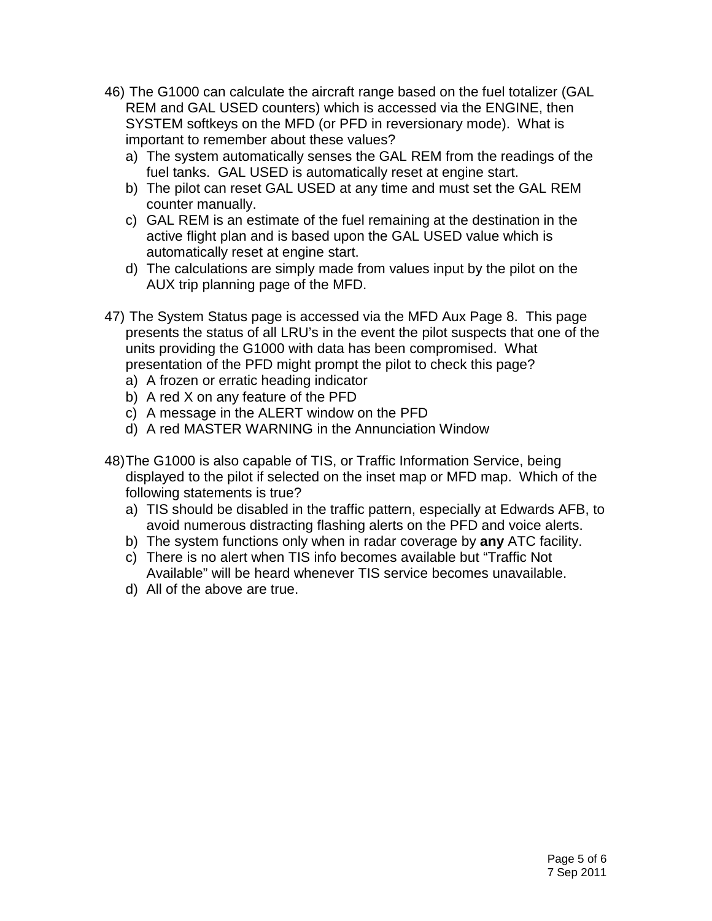46) The G1000 can calculate the aircraft range based on the fuel totalizer (GAL REM and GAL USED counters) which is accessed via the ENGINE, then SYSTEM softkeys on the MFD (or PFD in reversionary mode). What is important to remember about these values?

   a) The system automatically senses the GAL REM from the readings of the fuel tanks. GAL USED is automatically reset at engine start.
   b) The pilot can reset GAL USED at any time and must set the GAL REM counter manually.
   c) GAL REM is an estimate of the fuel remaining at the destination in the active flight plan and is based upon the GAL USED value which is automatically reset at engine start.
   d) The calculations are simply made from values input by the pilot on the AUX trip planning page of the MFD.

47) The System Status page is accessed via the MFD Aux Page 8. This page presents the status of all LRU's in the event the pilot suspects that one of the units providing the G1000 with data has been compromised. What presentation of the PFD might prompt the pilot to check this page?

   a) A frozen or erratic heading indicator
   b) A red X on any feature of the PFD
   c) A message in the ALERT window on the PFD
   d) A red MASTER WARNING in the Annunciation Window

48) The G1000 is also capable of TIS, or Traffic Information Service, being displayed to the pilot if selected on the inset map or MFD map. Which of the following statements is true?

   a) TIS should be disabled in the traffic pattern, especially at Edwards AFB, to avoid numerous distracting flashing alerts on the PFD and voice alerts.
   b) The system functions only when in radar coverage by **any** ATC facility.
   c) There is no alert when TIS info becomes available but "Traffic Not Available" will be heard whenever TIS service becomes unavailable.
   d) All of the above are true.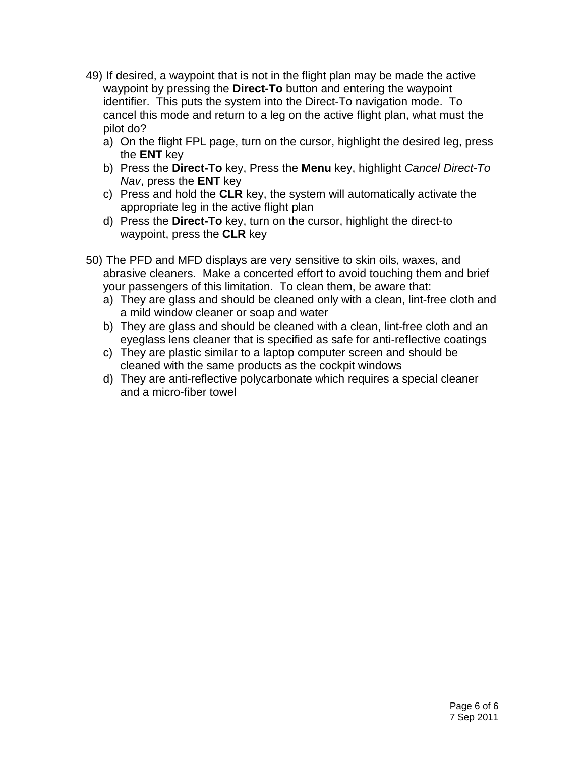49) If desired, a waypoint that is not in the flight plan may be made the active waypoint by pressing the **Direct-To** button and entering the waypoint identifier. This puts the system into the Direct-To navigation mode. To cancel this mode and return to a leg on the active flight plan, what must the pilot do?

   a) On the flight FPL page, turn on the cursor, highlight the desired leg, press the **ENT** key
   b) Press the **Direct-To** key, Press the **Menu** key, highlight *Cancel Direct-To Nav*, press the **ENT** key
   c) Press and hold the **CLR** key, the system will automatically activate the appropriate leg in the active flight plan
   d) Press the **Direct-To** key, turn on the cursor, highlight the direct-to waypoint, press the **CLR** key

50) The PFD and MFD displays are very sensitive to skin oils, waxes, and abrasive cleaners. Make a concerted effort to avoid touching them and brief your passengers of this limitation. To clean them, be aware that:

   a) They are glass and should be cleaned only with a clean, lint-free cloth and a mild window cleaner or soap and water
   b) They are glass and should be cleaned with a clean, lint-free cloth and an eyeglass lens cleaner that is specified as safe for anti-reflective coatings
   c) They are plastic similar to a laptop computer screen and should be cleaned with the same products as the cockpit windows
   d) They are anti-reflective polycarbonate which requires a special cleaner and a micro-fiber towel

7 Sep 2011